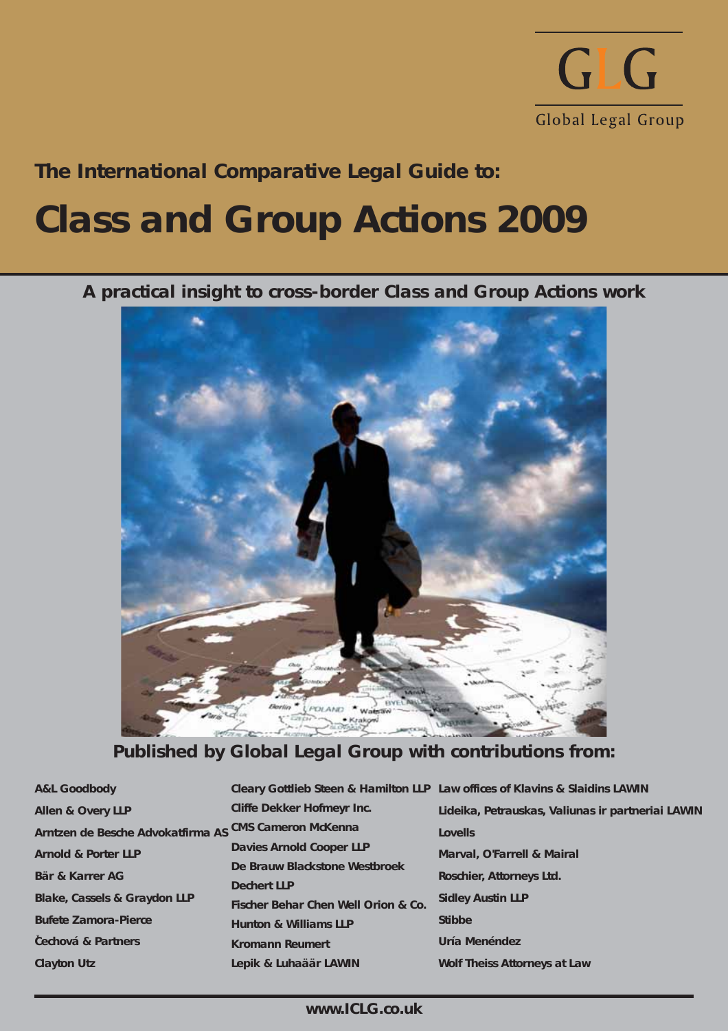GLG

Global Legal Group

## The International Comparative Legal Guide to:

# Class and Group Actions 2009

**A practical insight to cross-border Class and Group Actions work**

**Published by Global Legal Group with contributions from:**

A&L Goodbody
Allen & Overy LLP
Arntzen de Besche Advokatfirma AS
Arnold & Porter LLP
Bär & Karrer AG
Blake, Cassels & Graydon LLP
Bufete Zamora-Pierce
Čechová & Partners
Clayton Utz
Cleary Gottlieb Steen & Hamilton LLP
Cliffe Dekker Hofmeyr Inc.
CMS Cameron McKenna
Davies Arnold Cooper LLP
De Brauw Blackstone Westbroek
Dechert LLP
Fischer Behar Chen Well Orion & Co.
Hunton & Williams LLP
Kromann Reumert
Lepik & Luhaäär LAWIN
Law offices of Klavins & Slaidins LAWIN
Lideika, Petrauskas, Valiunas ir partneriai LAWIN
Lovells
Marval, O'Farrell & Mairal
Roschier, Attorneys Ltd.
Sidley Austin LLP
Stibbe
Uría Menéndez
Wolf Theiss Attorneys at Law

www.ICLG.co.uk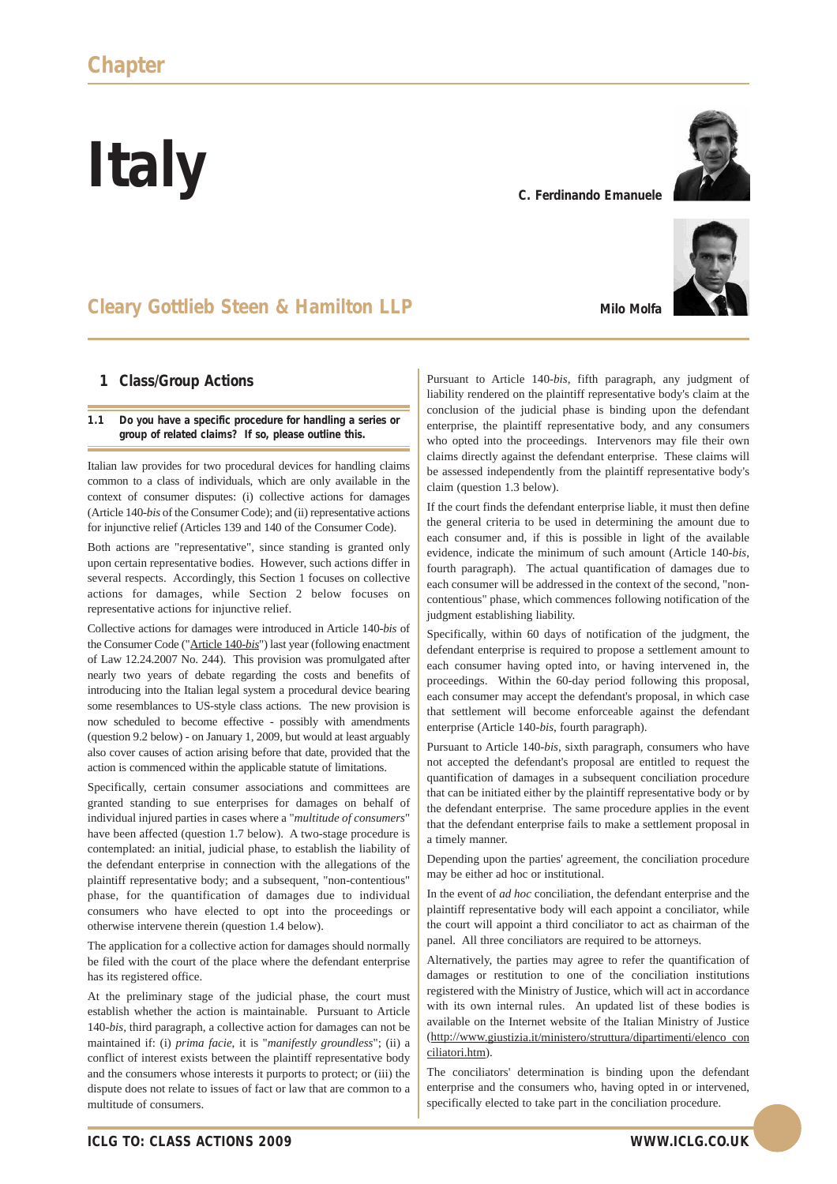Chapter

# Italy

C. Ferdinando Emanuele

Milo Molfa

Cleary Gottlieb Steen & Hamilton LLP

## 1 Class/Group Actions

### 1.1 Do you have a specific procedure for handling a series or group of related claims? If so, please outline this.

Italian law provides for two procedural devices for handling claims common to a class of individuals, which are only available in the context of consumer disputes: (i) collective actions for damages (Article 140-*bis* of the Consumer Code); and (ii) representative actions for injunctive relief (Articles 139 and 140 of the Consumer Code).

Both actions are "representative", since standing is granted only upon certain representative bodies. However, such actions differ in several respects. Accordingly, this Section 1 focuses on collective actions for damages, while Section 2 below focuses on representative actions for injunctive relief.

Collective actions for damages were introduced in Article 140-*bis* of the Consumer Code ("Article 140-*bis*") last year (following enactment of Law 12.24.2007 No. 244). This provision was promulgated after nearly two years of debate regarding the costs and benefits of introducing into the Italian legal system a procedural device bearing some resemblances to US-style class actions. The new provision is now scheduled to become effective - possibly with amendments (question 9.2 below) - on January 1, 2009, but would at least arguably also cover causes of action arising before that date, provided that the action is commenced within the applicable statute of limitations.

Specifically, certain consumer associations and committees are granted standing to sue enterprises for damages on behalf of individual injured parties in cases where a "*multitude of consumers*" have been affected (question 1.7 below). A two-stage procedure is contemplated: an initial, judicial phase, to establish the liability of the defendant enterprise in connection with the allegations of the plaintiff representative body; and a subsequent, "non-contentious" phase, for the quantification of damages due to individual consumers who have elected to opt into the proceedings or otherwise intervene therein (question 1.4 below).

The application for a collective action for damages should normally be filed with the court of the place where the defendant enterprise has its registered office.

At the preliminary stage of the judicial phase, the court must establish whether the action is maintainable. Pursuant to Article 140-*bis*, third paragraph, a collective action for damages can not be maintained if: (i) *prima facie*, it is "*manifestly groundless*"; (ii) a conflict of interest exists between the plaintiff representative body and the consumers whose interests it purports to protect; or (iii) the dispute does not relate to issues of fact or law that are common to a multitude of consumers.

Pursuant to Article 140-*bis*, fifth paragraph, any judgment of liability rendered on the plaintiff representative body's claim at the conclusion of the judicial phase is binding upon the defendant enterprise, the plaintiff representative body, and any consumers who opted into the proceedings. Intervenors may file their own claims directly against the defendant enterprise. These claims will be assessed independently from the plaintiff representative body's claim (question 1.3 below).

If the court finds the defendant enterprise liable, it must then define the general criteria to be used in determining the amount due to each consumer and, if this is possible in light of the available evidence, indicate the minimum of such amount (Article 140-*bis*, fourth paragraph). The actual quantification of damages due to each consumer will be addressed in the context of the second, "non-contentious" phase, which commences following notification of the judgment establishing liability.

Specifically, within 60 days of notification of the judgment, the defendant enterprise is required to propose a settlement amount to each consumer having opted into, or having intervened in, the proceedings. Within the 60-day period following this proposal, each consumer may accept the defendant's proposal, in which case that settlement will become enforceable against the defendant enterprise (Article 140-*bis*, fourth paragraph).

Pursuant to Article 140-*bis*, sixth paragraph, consumers who have not accepted the defendant's proposal are entitled to request the quantification of damages in a subsequent conciliation procedure that can be initiated either by the plaintiff representative body or by the defendant enterprise. The same procedure applies in the event that the defendant enterprise fails to make a settlement proposal in a timely manner.

Depending upon the parties' agreement, the conciliation procedure may be either ad hoc or institutional.

In the event of *ad hoc* conciliation, the defendant enterprise and the plaintiff representative body will each appoint a conciliator, while the court will appoint a third conciliator to act as chairman of the panel. All three conciliators are required to be attorneys.

Alternatively, the parties may agree to refer the quantification of damages or restitution to one of the conciliation institutions registered with the Ministry of Justice, which will act in accordance with its own internal rules. An updated list of these bodies is available on the Internet website of the Italian Ministry of Justice (http://www.giustizia.it/ministero/struttura/dipartimenti/elenco_conciliatori.htm).

The conciliators' determination is binding upon the defendant enterprise and the consumers who, having opted in or intervened, specifically elected to take part in the conciliation procedure.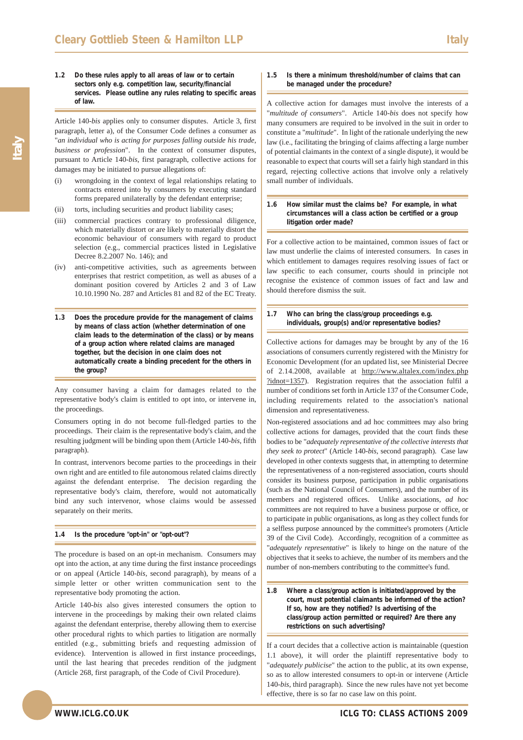### 1.2 Do these rules apply to all areas of law or to certain sectors only e.g. competition law, security/financial services. Please outline any rules relating to specific areas of law.

Article 140-*bis* applies only to consumer disputes. Article 3, first paragraph, letter a), of the Consumer Code defines a consumer as "*an individual who is acting for purposes falling outside his trade, business or profession*". In the context of consumer disputes, pursuant to Article 140-*bis*, first paragraph, collective actions for damages may be initiated to pursue allegations of:

(i) wrongdoing in the context of legal relationships relating to contracts entered into by consumers by executing standard forms prepared unilaterally by the defendant enterprise;

(ii) torts, including securities and product liability cases;

(iii) commercial practices contrary to professional diligence, which materially distort or are likely to materially distort the economic behaviour of consumers with regard to product selection (e.g., commercial practices listed in Legislative Decree 8.2.2007 No. 146); and

(iv) anti-competitive activities, such as agreements between enterprises that restrict competition, as well as abuses of a dominant position covered by Articles 2 and 3 of Law 10.10.1990 No. 287 and Articles 81 and 82 of the EC Treaty.

### 1.3 Does the procedure provide for the management of claims by means of class action (whether determination of one claim leads to the determination of the class) or by means of a group action where related claims are managed together, but the decision in one claim does not automatically create a binding precedent for the others in the group?

Any consumer having a claim for damages related to the representative body's claim is entitled to opt into, or intervene in, the proceedings.

Consumers opting in do not become full-fledged parties to the proceedings. Their claim is the representative body's claim, and the resulting judgment will be binding upon them (Article 140-*bis*, fifth paragraph).

In contrast, intervenors become parties to the proceedings in their own right and are entitled to file autonomous related claims directly against the defendant enterprise. The decision regarding the representative body's claim, therefore, would not automatically bind any such intervenor, whose claims would be assessed separately on their merits.

### 1.4 Is the procedure "opt-in" or "opt-out"?

The procedure is based on an opt-in mechanism. Consumers may opt into the action, at any time during the first instance proceedings or on appeal (Article 140-*bis*, second paragraph), by means of a simple letter or other written communication sent to the representative body promoting the action.

Article 140-*bis* also gives interested consumers the option to intervene in the proceedings by making their own related claims against the defendant enterprise, thereby allowing them to exercise other procedural rights to which parties to litigation are normally entitled (e.g., submitting briefs and requesting admission of evidence). Intervention is allowed in first instance proceedings, until the last hearing that precedes rendition of the judgment (Article 268, first paragraph, of the Code of Civil Procedure).

### 1.5 Is there a minimum threshold/number of claims that can be managed under the procedure?

A collective action for damages must involve the interests of a "*multitude of consumers*". Article 140-*bis* does not specify how many consumers are required to be involved in the suit in order to constitute a "*multitude*". In light of the rationale underlying the new law (i.e., facilitating the bringing of claims affecting a large number of potential claimants in the context of a single dispute), it would be reasonable to expect that courts will set a fairly high standard in this regard, rejecting collective actions that involve only a relatively small number of individuals.

### 1.6 How similar must the claims be? For example, in what circumstances will a class action be certified or a group litigation order made?

For a collective action to be maintained, common issues of fact or law must underlie the claims of interested consumers. In cases in which entitlement to damages requires resolving issues of fact or law specific to each consumer, courts should in principle not recognise the existence of common issues of fact and law and should therefore dismiss the suit.

### 1.7 Who can bring the class/group proceedings e.g. individuals, group(s) and/or representative bodies?

Collective actions for damages may be brought by any of the 16 associations of consumers currently registered with the Ministry for Economic Development (for an updated list, see Ministerial Decree of 2.14.2008, available at http://www.altalex.com/index.php?idnot=1357). Registration requires that the association fulfil a number of conditions set forth in Article 137 of the Consumer Code, including requirements related to the association's national dimension and representativeness.

Non-registered associations and ad hoc committees may also bring collective actions for damages, provided that the court finds these bodies to be "*adequately representative of the collective interests that they seek to protect*" (Article 140-*bis*, second paragraph). Case law developed in other contexts suggests that, in attempting to determine the representativeness of a non-registered association, courts should consider its business purpose, participation in public organisations (such as the National Council of Consumers), and the number of its members and registered offices. Unlike associations, *ad hoc* committees are not required to have a business purpose or office, or to participate in public organisations, as long as they collect funds for a selfless purpose announced by the committee's promoters (Article 39 of the Civil Code). Accordingly, recognition of a committee as "*adequately representative*" is likely to hinge on the nature of the objectives that it seeks to achieve, the number of its members and the number of non-members contributing to the committee's fund.

### 1.8 Where a class/group action is initiated/approved by the court, must potential claimants be informed of the action? If so, how are they notified? Is advertising of the class/group action permitted or required? Are there any restrictions on such advertising?

If a court decides that a collective action is maintainable (question 1.1 above), it will order the plaintiff representative body to "*adequately publicise*" the action to the public, at its own expense, so as to allow interested consumers to opt-in or intervene (Article 140-*bis*, third paragraph). Since the new rules have not yet become effective, there is so far no case law on this point.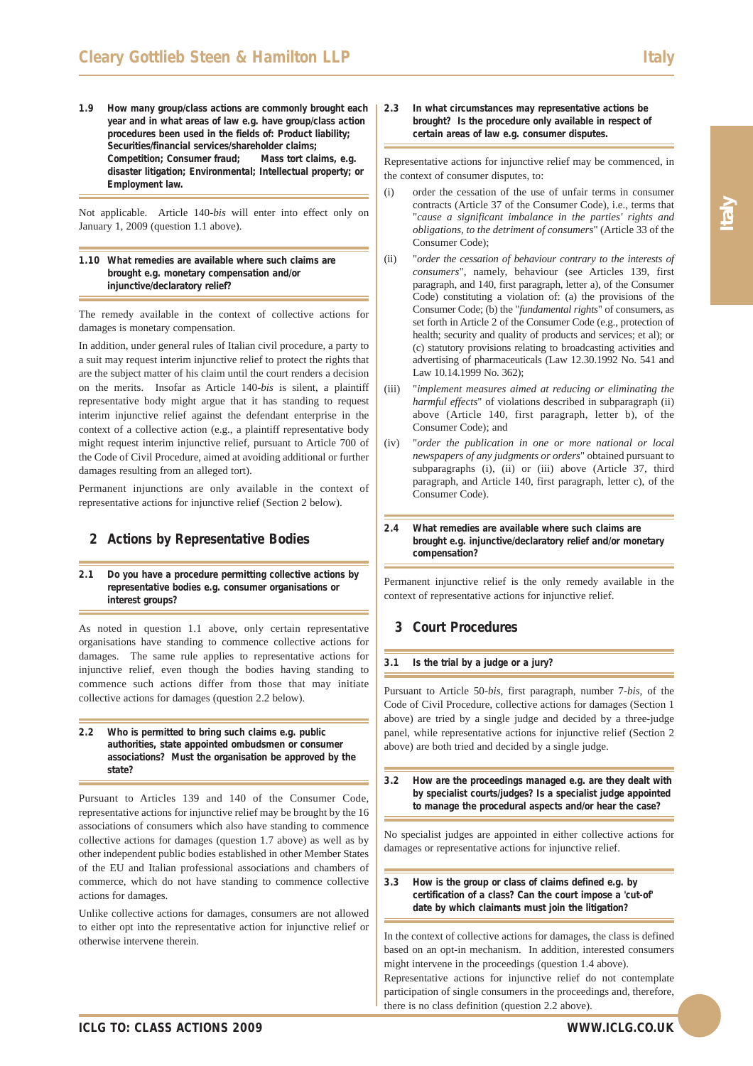**1.9 How many group/class actions are commonly brought each year and in what areas of law e.g. have group/class action procedures been used in the fields of: Product liability; Securities/financial services/shareholder claims; Competition; Consumer fraud; Mass tort claims, e.g. disaster litigation; Environmental; Intellectual property; or Employment law.**

Not applicable. Article 140-*bis* will enter into effect only on January 1, 2009 (question 1.1 above).

**1.10 What remedies are available where such claims are brought e.g. monetary compensation and/or injunctive/declaratory relief?**

The remedy available in the context of collective actions for damages is monetary compensation.

In addition, under general rules of Italian civil procedure, a party to a suit may request interim injunctive relief to protect the rights that are the subject matter of his claim until the court renders a decision on the merits. Insofar as Article 140-*bis* is silent, a plaintiff representative body might argue that it has standing to request interim injunctive relief against the defendant enterprise in the context of a collective action (e.g., a plaintiff representative body might request interim injunctive relief, pursuant to Article 700 of the Code of Civil Procedure, aimed at avoiding additional or further damages resulting from an alleged tort).

Permanent injunctions are only available in the context of representative actions for injunctive relief (Section 2 below).

## 2 Actions by Representative Bodies

**2.1 Do you have a procedure permitting collective actions by representative bodies e.g. consumer organisations or interest groups?**

As noted in question 1.1 above, only certain representative organisations have standing to commence collective actions for damages. The same rule applies to representative actions for injunctive relief, even though the bodies having standing to commence such actions differ from those that may initiate collective actions for damages (question 2.2 below).

**2.2 Who is permitted to bring such claims e.g. public authorities, state appointed ombudsmen or consumer associations? Must the organisation be approved by the state?**

Pursuant to Articles 139 and 140 of the Consumer Code, representative actions for injunctive relief may be brought by the 16 associations of consumers which also have standing to commence collective actions for damages (question 1.7 above) as well as by other independent public bodies established in other Member States of the EU and Italian professional associations and chambers of commerce, which do not have standing to commence collective actions for damages.

Unlike collective actions for damages, consumers are not allowed to either opt into the representative action for injunctive relief or otherwise intervene therein.

**2.3 In what circumstances may representative actions be brought? Is the procedure only available in respect of certain areas of law e.g. consumer disputes.**

Representative actions for injunctive relief may be commenced, in the context of consumer disputes, to:

(i) order the cessation of the use of unfair terms in consumer contracts (Article 37 of the Consumer Code), i.e., terms that "*cause a significant imbalance in the parties' rights and obligations, to the detriment of consumers*" (Article 33 of the Consumer Code);

(ii) "*order the cessation of behaviour contrary to the interests of consumers*", namely, behaviour (see Articles 139, first paragraph, and 140, first paragraph, letter a), of the Consumer Code) constituting a violation of: (a) the provisions of the Consumer Code; (b) the "*fundamental rights*" of consumers, as set forth in Article 2 of the Consumer Code (e.g., protection of health; security and quality of products and services; et al); or (c) statutory provisions relating to broadcasting activities and advertising of pharmaceuticals (Law 12.30.1992 No. 541 and Law 10.14.1999 No. 362);

(iii) "*implement measures aimed at reducing or eliminating the harmful effects*" of violations described in subparagraph (ii) above (Article 140, first paragraph, letter b), of the Consumer Code); and

(iv) "*order the publication in one or more national or local newspapers of any judgments or orders*" obtained pursuant to subparagraphs (i), (ii) or (iii) above (Article 37, third paragraph, and Article 140, first paragraph, letter c), of the Consumer Code).

**2.4 What remedies are available where such claims are brought e.g. injunctive/declaratory relief and/or monetary compensation?**

Permanent injunctive relief is the only remedy available in the context of representative actions for injunctive relief.

## 3 Court Procedures

**3.1 Is the trial by a judge or a jury?**

Pursuant to Article 50-*bis*, first paragraph, number 7-*bis*, of the Code of Civil Procedure, collective actions for damages (Section 1 above) are tried by a single judge and decided by a three-judge panel, while representative actions for injunctive relief (Section 2 above) are both tried and decided by a single judge.

**3.2 How are the proceedings managed e.g. are they dealt with by specialist courts/judges? Is a specialist judge appointed to manage the procedural aspects and/or hear the case?**

No specialist judges are appointed in either collective actions for damages or representative actions for injunctive relief.

**3.3 How is the group or class of claims defined e.g. by certification of a class? Can the court impose a 'cut-off' date by which claimants must join the litigation?**

In the context of collective actions for damages, the class is defined based on an opt-in mechanism. In addition, interested consumers might intervene in the proceedings (question 1.4 above).

Representative actions for injunctive relief do not contemplate participation of single consumers in the proceedings and, therefore, there is no class definition (question 2.2 above).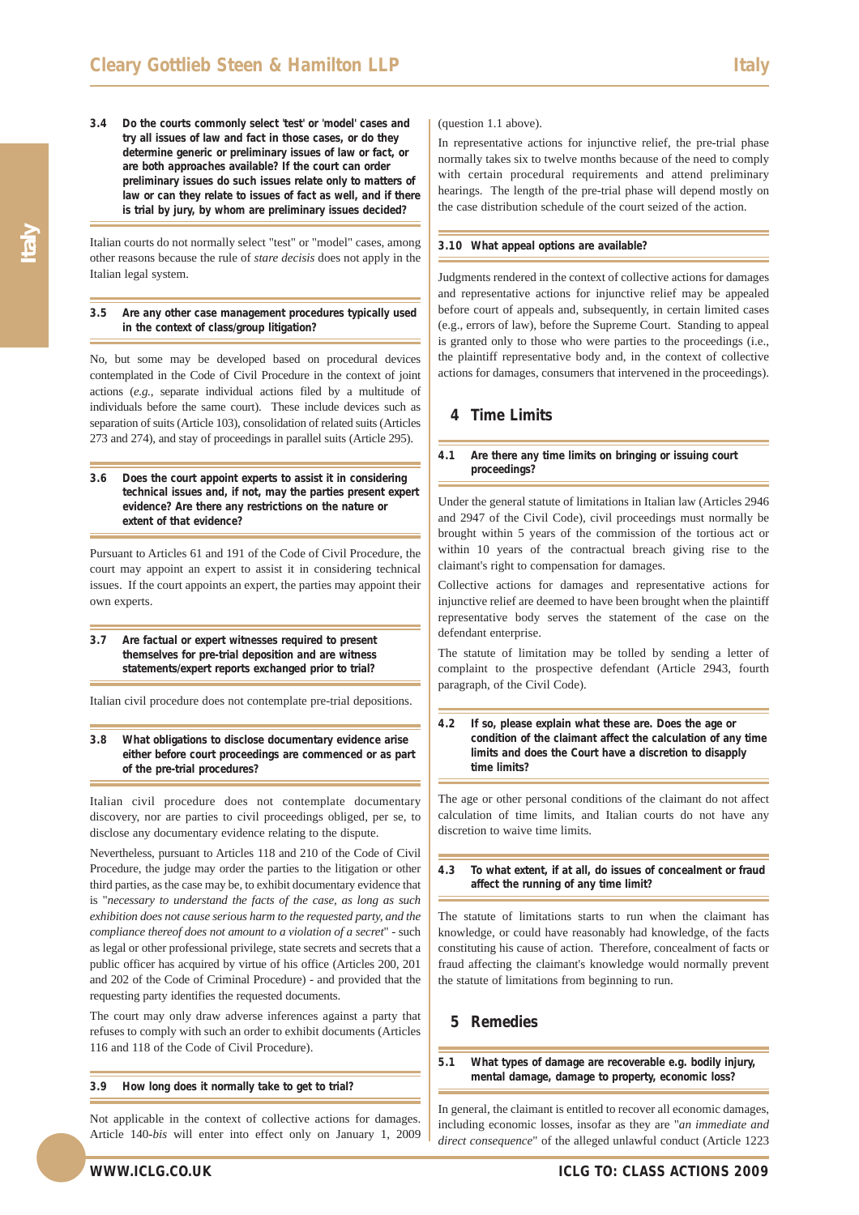### 3.4 Do the courts commonly select 'test' or 'model' cases and try all issues of law and fact in those cases, or do they determine generic or preliminary issues of law or fact, or are both approaches available? If the court can order preliminary issues do such issues relate only to matters of law or can they relate to issues of fact as well, and if there is trial by jury, by whom are preliminary issues decided?

Italian courts do not normally select "test" or "model" cases, among other reasons because the rule of *stare decisis* does not apply in the Italian legal system.

### 3.5 Are any other case management procedures typically used in the context of class/group litigation?

No, but some may be developed based on procedural devices contemplated in the Code of Civil Procedure in the context of joint actions (*e.g.*, separate individual actions filed by a multitude of individuals before the same court). These include devices such as separation of suits (Article 103), consolidation of related suits (Articles 273 and 274), and stay of proceedings in parallel suits (Article 295).

### 3.6 Does the court appoint experts to assist it in considering technical issues and, if not, may the parties present expert evidence? Are there any restrictions on the nature or extent of that evidence?

Pursuant to Articles 61 and 191 of the Code of Civil Procedure, the court may appoint an expert to assist it in considering technical issues. If the court appoints an expert, the parties may appoint their own experts.

### 3.7 Are factual or expert witnesses required to present themselves for pre-trial deposition and are witness statements/expert reports exchanged prior to trial?

Italian civil procedure does not contemplate pre-trial depositions.

### 3.8 What obligations to disclose documentary evidence arise either before court proceedings are commenced or as part of the pre-trial procedures?

Italian civil procedure does not contemplate documentary discovery, nor are parties to civil proceedings obliged, per se, to disclose any documentary evidence relating to the dispute.

Nevertheless, pursuant to Articles 118 and 210 of the Code of Civil Procedure, the judge may order the parties to the litigation or other third parties, as the case may be, to exhibit documentary evidence that is "*necessary to understand the facts of the case, as long as such exhibition does not cause serious harm to the requested party, and the compliance thereof does not amount to a violation of a secret*" - such as legal or other professional privilege, state secrets and secrets that a public officer has acquired by virtue of his office (Articles 200, 201 and 202 of the Code of Criminal Procedure) - and provided that the requesting party identifies the requested documents.

The court may only draw adverse inferences against a party that refuses to comply with such an order to exhibit documents (Articles 116 and 118 of the Code of Civil Procedure).

### 3.9 How long does it normally take to get to trial?

Not applicable in the context of collective actions for damages. Article 140-*bis* will enter into effect only on January 1, 2009 (question 1.1 above).

In representative actions for injunctive relief, the pre-trial phase normally takes six to twelve months because of the need to comply with certain procedural requirements and attend preliminary hearings. The length of the pre-trial phase will depend mostly on the case distribution schedule of the court seized of the action.

### 3.10 What appeal options are available?

Judgments rendered in the context of collective actions for damages and representative actions for injunctive relief may be appealed before court of appeals and, subsequently, in certain limited cases (e.g., errors of law), before the Supreme Court. Standing to appeal is granted only to those who were parties to the proceedings (i.e., the plaintiff representative body and, in the context of collective actions for damages, consumers that intervened in the proceedings).

## 4 Time Limits

### 4.1 Are there any time limits on bringing or issuing court proceedings?

Under the general statute of limitations in Italian law (Articles 2946 and 2947 of the Civil Code), civil proceedings must normally be brought within 5 years of the commission of the tortious act or within 10 years of the contractual breach giving rise to the claimant's right to compensation for damages.

Collective actions for damages and representative actions for injunctive relief are deemed to have been brought when the plaintiff representative body serves the statement of the case on the defendant enterprise.

The statute of limitation may be tolled by sending a letter of complaint to the prospective defendant (Article 2943, fourth paragraph, of the Civil Code).

### 4.2 If so, please explain what these are. Does the age or condition of the claimant affect the calculation of any time limits and does the Court have a discretion to disapply time limits?

The age or other personal conditions of the claimant do not affect calculation of time limits, and Italian courts do not have any discretion to waive time limits.

### 4.3 To what extent, if at all, do issues of concealment or fraud affect the running of any time limit?

The statute of limitations starts to run when the claimant has knowledge, or could have reasonably had knowledge, of the facts constituting his cause of action. Therefore, concealment of facts or fraud affecting the claimant's knowledge would normally prevent the statute of limitations from beginning to run.

## 5 Remedies

### 5.1 What types of damage are recoverable e.g. bodily injury, mental damage, damage to property, economic loss?

In general, the claimant is entitled to recover all economic damages, including economic losses, insofar as they are "*an immediate and direct consequence*" of the alleged unlawful conduct (Article 1223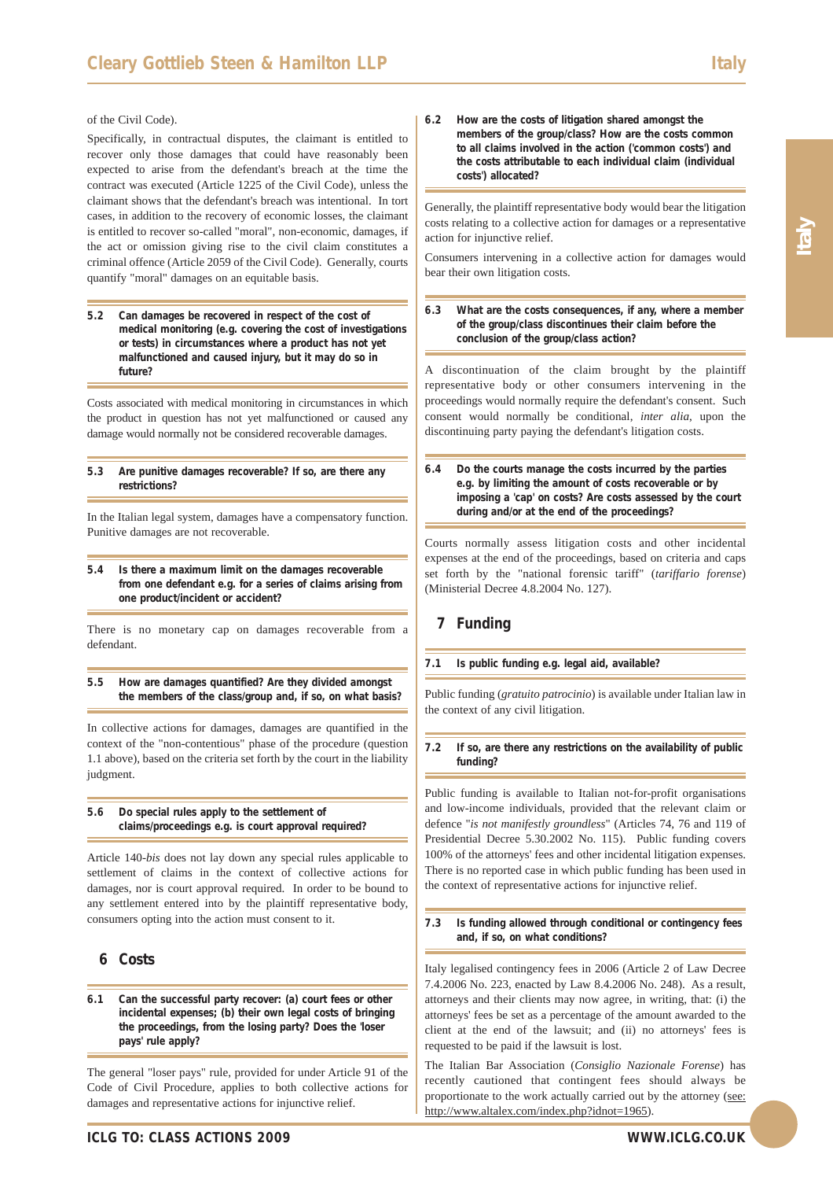of the Civil Code).

Specifically, in contractual disputes, the claimant is entitled to recover only those damages that could have reasonably been expected to arise from the defendant's breach at the time the contract was executed (Article 1225 of the Civil Code), unless the claimant shows that the defendant's breach was intentional. In tort cases, in addition to the recovery of economic losses, the claimant is entitled to recover so-called "moral", non-economic, damages, if the act or omission giving rise to the civil claim constitutes a criminal offence (Article 2059 of the Civil Code). Generally, courts quantify "moral" damages on an equitable basis.

### 5.2 Can damages be recovered in respect of the cost of medical monitoring (e.g. covering the cost of investigations or tests) in circumstances where a product has not yet malfunctioned and caused injury, but it may do so in future?

Costs associated with medical monitoring in circumstances in which the product in question has not yet malfunctioned or caused any damage would normally not be considered recoverable damages.

### 5.3 Are punitive damages recoverable? If so, are there any restrictions?

In the Italian legal system, damages have a compensatory function. Punitive damages are not recoverable.

### 5.4 Is there a maximum limit on the damages recoverable from one defendant e.g. for a series of claims arising from one product/incident or accident?

There is no monetary cap on damages recoverable from a defendant.

### 5.5 How are damages quantified? Are they divided amongst the members of the class/group and, if so, on what basis?

In collective actions for damages, damages are quantified in the context of the "non-contentious" phase of the procedure (question 1.1 above), based on the criteria set forth by the court in the liability judgment.

### 5.6 Do special rules apply to the settlement of claims/proceedings e.g. is court approval required?

Article 140-*bis* does not lay down any special rules applicable to settlement of claims in the context of collective actions for damages, nor is court approval required. In order to be bound to any settlement entered into by the plaintiff representative body, consumers opting into the action must consent to it.

## 6 Costs

### 6.1 Can the successful party recover: (a) court fees or other incidental expenses; (b) their own legal costs of bringing the proceedings, from the losing party? Does the 'loser pays' rule apply?

The general "loser pays" rule, provided for under Article 91 of the Code of Civil Procedure, applies to both collective actions for damages and representative actions for injunctive relief.

### 6.2 How are the costs of litigation shared amongst the members of the group/class? How are the costs common to all claims involved in the action ('common costs') and the costs attributable to each individual claim (individual costs') allocated?

Generally, the plaintiff representative body would bear the litigation costs relating to a collective action for damages or a representative action for injunctive relief.

Consumers intervening in a collective action for damages would bear their own litigation costs.

### 6.3 What are the costs consequences, if any, where a member of the group/class discontinues their claim before the conclusion of the group/class action?

A discontinuation of the claim brought by the plaintiff representative body or other consumers intervening in the proceedings would normally require the defendant's consent. Such consent would normally be conditional, *inter alia*, upon the discontinuing party paying the defendant's litigation costs.

### 6.4 Do the courts manage the costs incurred by the parties e.g. by limiting the amount of costs recoverable or by imposing a 'cap' on costs? Are costs assessed by the court during and/or at the end of the proceedings?

Courts normally assess litigation costs and other incidental expenses at the end of the proceedings, based on criteria and caps set forth by the "national forensic tariff" (*tariffario forense*) (Ministerial Decree 4.8.2004 No. 127).

## 7 Funding

### 7.1 Is public funding e.g. legal aid, available?

Public funding (*gratuito patrocinio*) is available under Italian law in the context of any civil litigation.

### 7.2 If so, are there any restrictions on the availability of public funding?

Public funding is available to Italian not-for-profit organisations and low-income individuals, provided that the relevant claim or defence "*is not manifestly groundless*" (Articles 74, 76 and 119 of Presidential Decree 5.30.2002 No. 115). Public funding covers 100% of the attorneys' fees and other incidental litigation expenses. There is no reported case in which public funding has been used in the context of representative actions for injunctive relief.

### 7.3 Is funding allowed through conditional or contingency fees and, if so, on what conditions?

Italy legalised contingency fees in 2006 (Article 2 of Law Decree 7.4.2006 No. 223, enacted by Law 8.4.2006 No. 248). As a result, attorneys and their clients may now agree, in writing, that: (i) the attorneys' fees be set as a percentage of the amount awarded to the client at the end of the lawsuit; and (ii) no attorneys' fees is requested to be paid if the lawsuit is lost.

The Italian Bar Association (*Consiglio Nazionale Forense*) has recently cautioned that contingent fees should always be proportionate to the work actually carried out by the attorney (see: http://www.altalex.com/index.php?idnot=1965).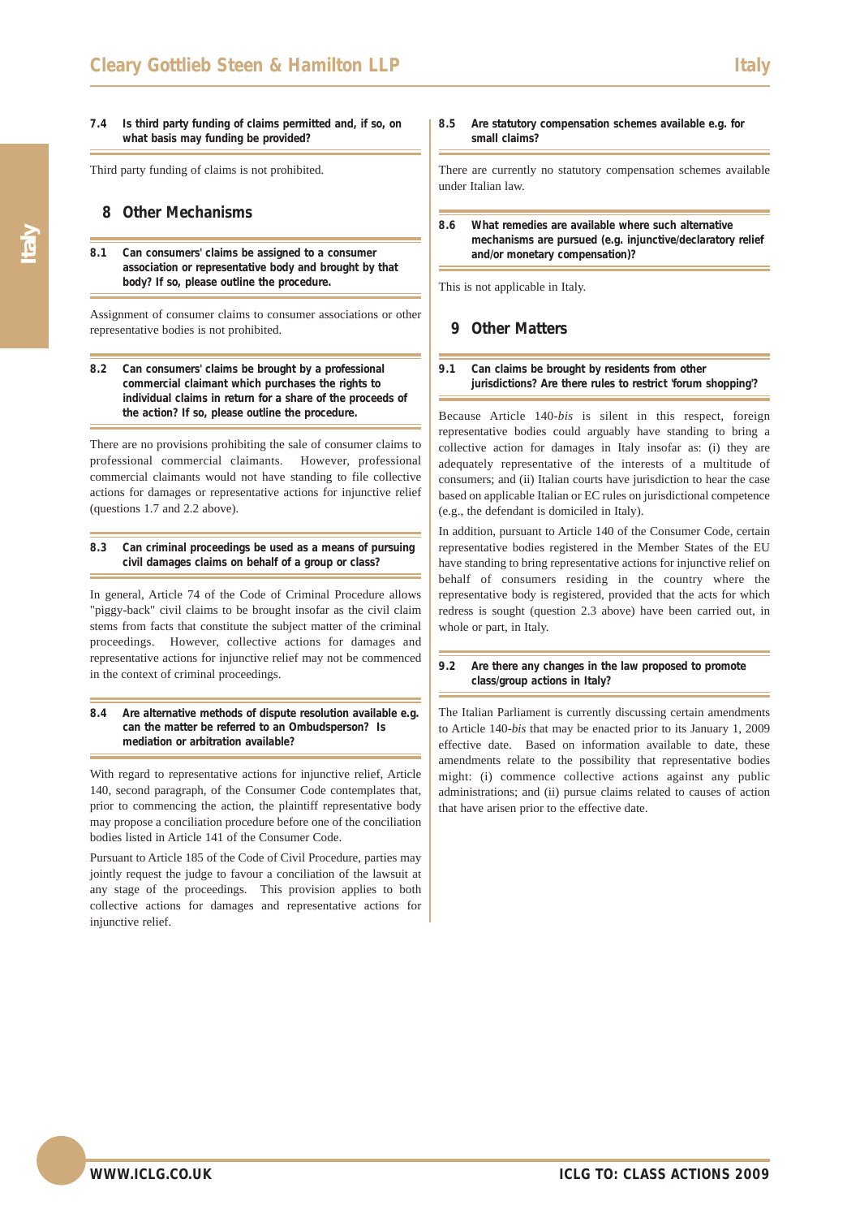### 7.4 Is third party funding of claims permitted and, if so, on what basis may funding be provided?

Third party funding of claims is not prohibited.

## 8 Other Mechanisms

### 8.1 Can consumers' claims be assigned to a consumer association or representative body and brought by that body? If so, please outline the procedure.

Assignment of consumer claims to consumer associations or other representative bodies is not prohibited.

### 8.2 Can consumers' claims be brought by a professional commercial claimant which purchases the rights to individual claims in return for a share of the proceeds of the action? If so, please outline the procedure.

There are no provisions prohibiting the sale of consumer claims to professional commercial claimants. However, professional commercial claimants would not have standing to file collective actions for damages or representative actions for injunctive relief (questions 1.7 and 2.2 above).

### 8.3 Can criminal proceedings be used as a means of pursuing civil damages claims on behalf of a group or class?

In general, Article 74 of the Code of Criminal Procedure allows "piggy-back" civil claims to be brought insofar as the civil claim stems from facts that constitute the subject matter of the criminal proceedings. However, collective actions for damages and representative actions for injunctive relief may not be commenced in the context of criminal proceedings.

### 8.4 Are alternative methods of dispute resolution available e.g. can the matter be referred to an Ombudsperson? Is mediation or arbitration available?

With regard to representative actions for injunctive relief, Article 140, second paragraph, of the Consumer Code contemplates that, prior to commencing the action, the plaintiff representative body may propose a conciliation procedure before one of the conciliation bodies listed in Article 141 of the Consumer Code.

Pursuant to Article 185 of the Code of Civil Procedure, parties may jointly request the judge to favour a conciliation of the lawsuit at any stage of the proceedings. This provision applies to both collective actions for damages and representative actions for injunctive relief.

### 8.5 Are statutory compensation schemes available e.g. for small claims?

There are currently no statutory compensation schemes available under Italian law.

### 8.6 What remedies are available where such alternative mechanisms are pursued (e.g. injunctive/declaratory relief and/or monetary compensation)?

This is not applicable in Italy.

## 9 Other Matters

### 9.1 Can claims be brought by residents from other jurisdictions? Are there rules to restrict 'forum shopping'?

Because Article 140-*bis* is silent in this respect, foreign representative bodies could arguably have standing to bring a collective action for damages in Italy insofar as: (i) they are adequately representative of the interests of a multitude of consumers; and (ii) Italian courts have jurisdiction to hear the case based on applicable Italian or EC rules on jurisdictional competence (e.g., the defendant is domiciled in Italy).

In addition, pursuant to Article 140 of the Consumer Code, certain representative bodies registered in the Member States of the EU have standing to bring representative actions for injunctive relief on behalf of consumers residing in the country where the representative body is registered, provided that the acts for which redress is sought (question 2.3 above) have been carried out, in whole or part, in Italy.

### 9.2 Are there any changes in the law proposed to promote class/group actions in Italy?

The Italian Parliament is currently discussing certain amendments to Article 140-*bis* that may be enacted prior to its January 1, 2009 effective date. Based on information available to date, these amendments relate to the possibility that representative bodies might: (i) commence collective actions against any public administrations; and (ii) pursue claims related to causes of action that have arisen prior to the effective date.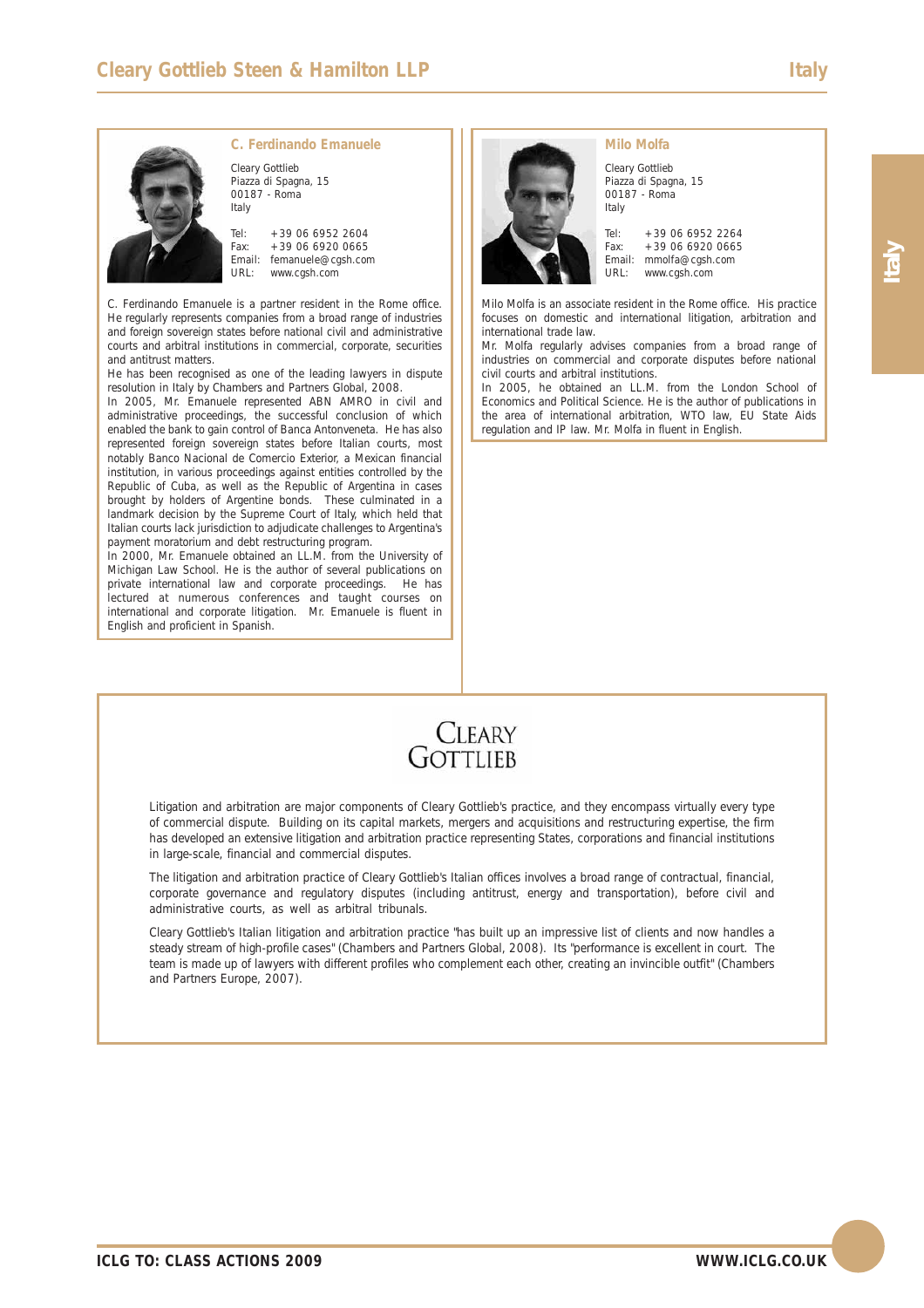### C. Ferdinando Emanuele

Cleary Gottlieb
Piazza di Spagna, 15
00187 - Roma
Italy

Tel: +39 06 6952 2604
Fax: +39 06 6920 0665
Email: femanuele@cgsh.com
URL: www.cgsh.com

C. Ferdinando Emanuele is a partner resident in the Rome office. He regularly represents companies from a broad range of industries and foreign sovereign states before national civil and administrative courts and arbitral institutions in commercial, corporate, securities and antitrust matters.

He has been recognised as one of the leading lawyers in dispute resolution in Italy by Chambers and Partners Global, 2008.

In 2005, Mr. Emanuele represented ABN AMRO in civil and administrative proceedings, the successful conclusion of which enabled the bank to gain control of Banca Antonveneta. He has also represented foreign sovereign states before Italian courts, most notably Banco Nacional de Comercio Exterior, a Mexican financial institution, in various proceedings against entities controlled by the Republic of Cuba, as well as the Republic of Argentina in cases brought by holders of Argentine bonds. These culminated in a landmark decision by the Supreme Court of Italy, which held that Italian courts lack jurisdiction to adjudicate challenges to Argentina's payment moratorium and debt restructuring program.

In 2000, Mr. Emanuele obtained an LL.M. from the University of Michigan Law School. He is the author of several publications on private international law and corporate proceedings. He has lectured at numerous conferences and taught courses on international and corporate litigation. Mr. Emanuele is fluent in English and proficient in Spanish.

### Milo Molfa

Cleary Gottlieb
Piazza di Spagna, 15
00187 - Roma
Italy

Tel: +39 06 6952 2264
Fax: +39 06 6920 0665
Email: mmolfa@cgsh.com
URL: www.cgsh.com

Milo Molfa is an associate resident in the Rome office. His practice focuses on domestic and international litigation, arbitration and international trade law.

Mr. Molfa regularly advises companies from a broad range of industries on commercial and corporate disputes before national civil courts and arbitral institutions.

In 2005, he obtained an LL.M. from the London School of Economics and Political Science. He is the author of publications in the area of international arbitration, WTO law, EU State Aids regulation and IP law. Mr. Molfa in fluent in English.

CLEARY GOTTLIEB

Litigation and arbitration are major components of Cleary Gottlieb's practice, and they encompass virtually every type of commercial dispute. Building on its capital markets, mergers and acquisitions and restructuring expertise, the firm has developed an extensive litigation and arbitration practice representing States, corporations and financial institutions in large-scale, financial and commercial disputes.

The litigation and arbitration practice of Cleary Gottlieb's Italian offices involves a broad range of contractual, financial, corporate governance and regulatory disputes (including antitrust, energy and transportation), before civil and administrative courts, as well as arbitral tribunals.

Cleary Gottlieb's Italian litigation and arbitration practice "has built up an impressive list of clients and now handles a steady stream of high-profile cases" (Chambers and Partners Global, 2008). Its "performance is excellent in court. The team is made up of lawyers with different profiles who complement each other, creating an invincible outfit" (Chambers and Partners Europe, 2007).